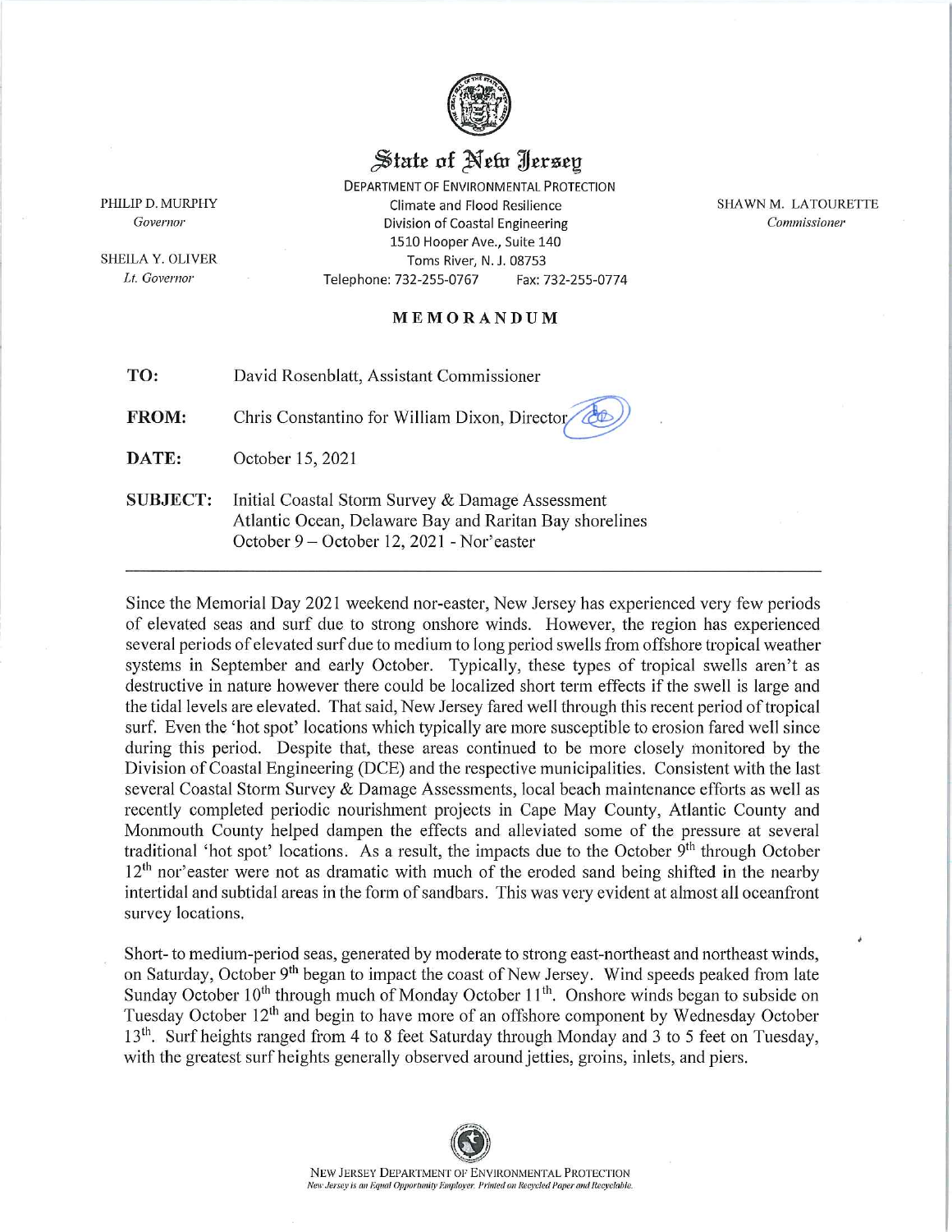# State of New Jersey

DEPARTMENT OF ENVIRONMENTAL PROTECTION
Climate and Flood Resilience
Division of Coastal Engineering
1510 Hooper Ave., Suite 140
Toms River, N. J. 08753
Telephone: 732-255-0767 Fax: 732-255-0774

PHILIP D. MURPHY
*Governor*

SHEILA Y. OLIVER
*Lt. Governor*

SHAWN M. LATOURETTE
*Commissioner*

## MEMORANDUM

**TO:** David Rosenblatt, Assistant Commissioner

**FROM:** Chris Constantino for William Dixon, Director

**DATE:** October 15, 2021

**SUBJECT:** Initial Coastal Storm Survey & Damage Assessment
Atlantic Ocean, Delaware Bay and Raritan Bay shorelines
October 9 – October 12, 2021 - Nor'easter

---

Since the Memorial Day 2021 weekend nor-easter, New Jersey has experienced very few periods of elevated seas and surf due to strong onshore winds. However, the region has experienced several periods of elevated surf due to medium to long period swells from offshore tropical weather systems in September and early October. Typically, these types of tropical swells aren't as destructive in nature however there could be localized short term effects if the swell is large and the tidal levels are elevated. That said, New Jersey fared well through this recent period of tropical surf. Even the 'hot spot' locations which typically are more susceptible to erosion fared well since during this period. Despite that, these areas continued to be more closely monitored by the Division of Coastal Engineering (DCE) and the respective municipalities. Consistent with the last several Coastal Storm Survey & Damage Assessments, local beach maintenance efforts as well as recently completed periodic nourishment projects in Cape May County, Atlantic County and Monmouth County helped dampen the effects and alleviated some of the pressure at several traditional 'hot spot' locations. As a result, the impacts due to the October 9th through October 12th nor'easter were not as dramatic with much of the eroded sand being shifted in the nearby intertidal and subtidal areas in the form of sandbars. This was very evident at almost all oceanfront survey locations.

Short- to medium-period seas, generated by moderate to strong east-northeast and northeast winds, on Saturday, October 9th began to impact the coast of New Jersey. Wind speeds peaked from late Sunday October 10th through much of Monday October 11th. Onshore winds began to subside on Tuesday October 12th and begin to have more of an offshore component by Wednesday October 13th. Surf heights ranged from 4 to 8 feet Saturday through Monday and 3 to 5 feet on Tuesday, with the greatest surf heights generally observed around jetties, groins, inlets, and piers.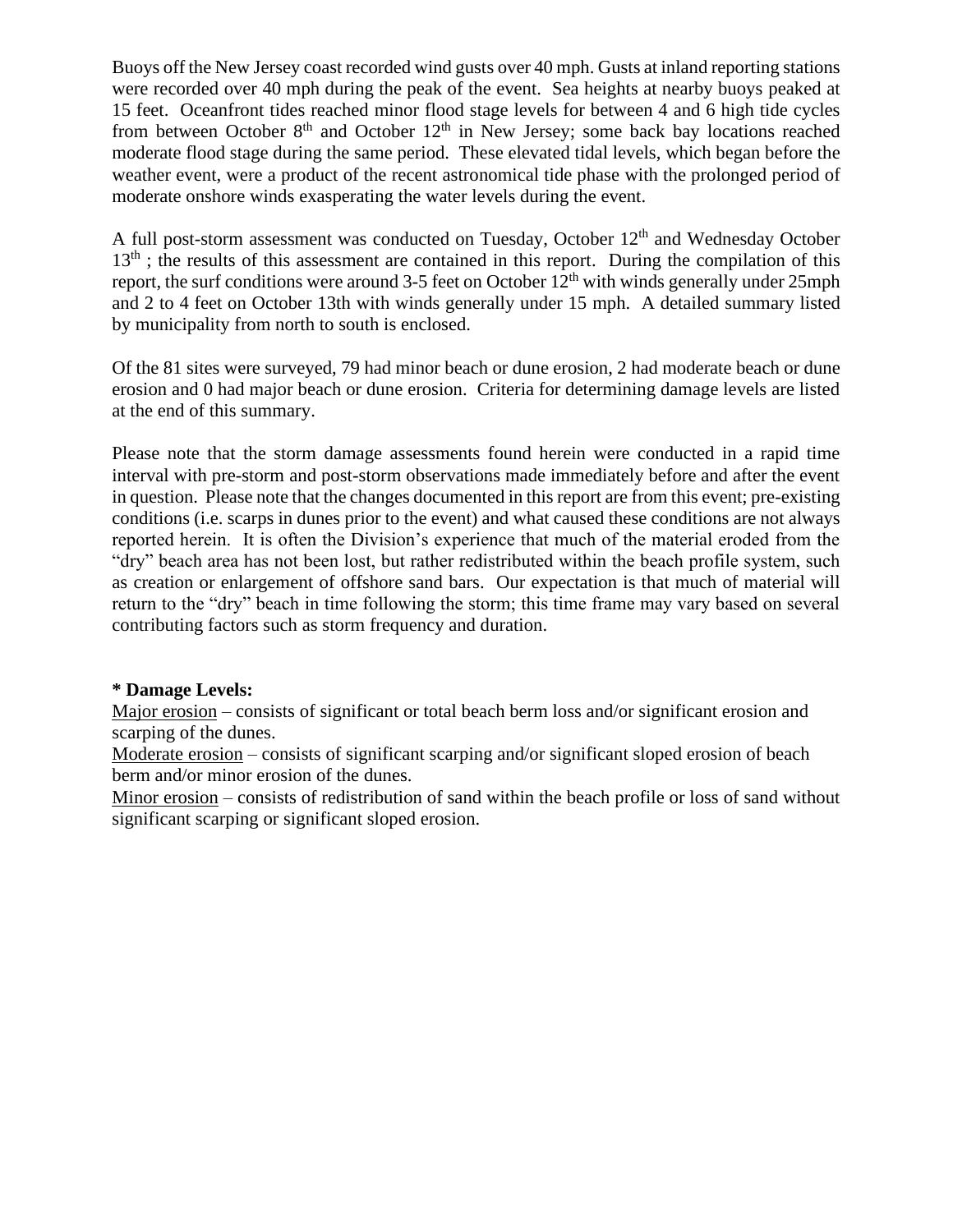Buoys off the New Jersey coast recorded wind gusts over 40 mph. Gusts at inland reporting stations were recorded over 40 mph during the peak of the event. Sea heights at nearby buoys peaked at 15 feet. Oceanfront tides reached minor flood stage levels for between 4 and 6 high tide cycles from between October 8th and October 12th in New Jersey; some back bay locations reached moderate flood stage during the same period. These elevated tidal levels, which began before the weather event, were a product of the recent astronomical tide phase with the prolonged period of moderate onshore winds exasperating the water levels during the event.

A full post-storm assessment was conducted on Tuesday, October 12th and Wednesday October 13th ; the results of this assessment are contained in this report. During the compilation of this report, the surf conditions were around 3-5 feet on October 12th with winds generally under 25mph and 2 to 4 feet on October 13th with winds generally under 15 mph. A detailed summary listed by municipality from north to south is enclosed.

Of the 81 sites were surveyed, 79 had minor beach or dune erosion, 2 had moderate beach or dune erosion and 0 had major beach or dune erosion. Criteria for determining damage levels are listed at the end of this summary.

Please note that the storm damage assessments found herein were conducted in a rapid time interval with pre-storm and post-storm observations made immediately before and after the event in question. Please note that the changes documented in this report are from this event; pre-existing conditions (i.e. scarps in dunes prior to the event) and what caused these conditions are not always reported herein. It is often the Division's experience that much of the material eroded from the "dry" beach area has not been lost, but rather redistributed within the beach profile system, such as creation or enlargement of offshore sand bars. Our expectation is that much of material will return to the "dry" beach in time following the storm; this time frame may vary based on several contributing factors such as storm frequency and duration.

**\* Damage Levels:**

Major erosion – consists of significant or total beach berm loss and/or significant erosion and scarping of the dunes.

Moderate erosion – consists of significant scarping and/or significant sloped erosion of beach berm and/or minor erosion of the dunes.

Minor erosion – consists of redistribution of sand within the beach profile or loss of sand without significant scarping or significant sloped erosion.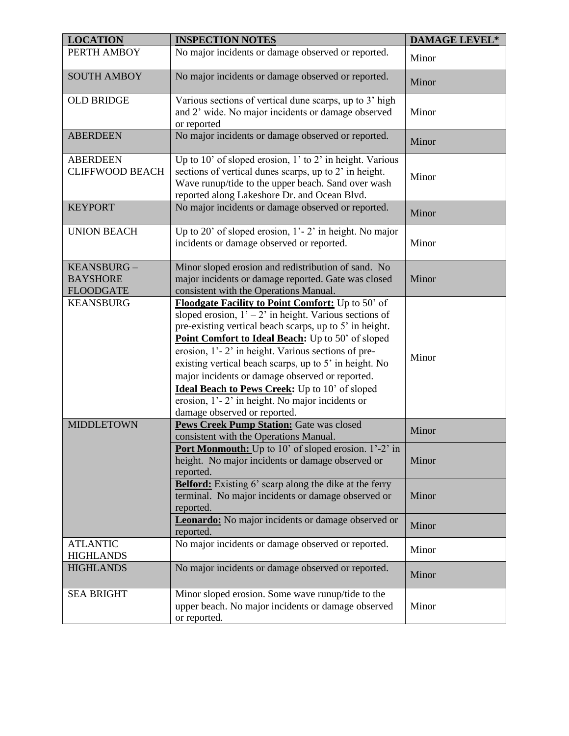| LOCATION | INSPECTION NOTES | DAMAGE LEVEL* |
|---|---|---|
| PERTH AMBOY | No major incidents or damage observed or reported. | Minor |
| SOUTH AMBOY | No major incidents or damage observed or reported. | Minor |
| OLD BRIDGE | Various sections of vertical dune scarps, up to 3' high and 2' wide. No major incidents or damage observed or reported | Minor |
| ABERDEEN | No major incidents or damage observed or reported. | Minor |
| ABERDEEN CLIFFWOOD BEACH | Up to 10' of sloped erosion, 1' to 2' in height. Various sections of vertical dunes scarps, up to 2' in height. Wave runup/tide to the upper beach. Sand over wash reported along Lakeshore Dr. and Ocean Blvd. | Minor |
| KEYPORT | No major incidents or damage observed or reported. | Minor |
| UNION BEACH | Up to 20' of sloped erosion, 1'- 2' in height. No major incidents or damage observed or reported. | Minor |
| KEANSBURG – BAYSHORE FLOODGATE | Minor sloped erosion and redistribution of sand. No major incidents or damage reported. Gate was closed consistent with the Operations Manual. | Minor |
| KEANSBURG | **Floodgate Facility to Point Comfort:** Up to 50' of sloped erosion, 1' – 2' in height. Various sections of pre-existing vertical beach scarps, up to 5' in height. **Point Comfort to Ideal Beach:** Up to 50' of sloped erosion, 1'- 2' in height. Various sections of pre-existing vertical beach scarps, up to 5' in height. No major incidents or damage observed or reported. **Ideal Beach to Pews Creek:** Up to 10' of sloped erosion, 1'- 2' in height. No major incidents or damage observed or reported. | Minor |
| MIDDLETOWN | **Pews Creek Pump Station:** Gate was closed consistent with the Operations Manual. | Minor |
| | **Port Monmouth:** Up to 10' of sloped erosion. 1'-2' in height. No major incidents or damage observed or reported. | Minor |
| | **Belford:** Existing 6' scarp along the dike at the ferry terminal. No major incidents or damage observed or reported. | Minor |
| | **Leonardo:** No major incidents or damage observed or reported. | Minor |
| ATLANTIC HIGHLANDS | No major incidents or damage observed or reported. | Minor |
| HIGHLANDS | No major incidents or damage observed or reported. | Minor |
| SEA BRIGHT | Minor sloped erosion. Some wave runup/tide to the upper beach. No major incidents or damage observed or reported. | Minor |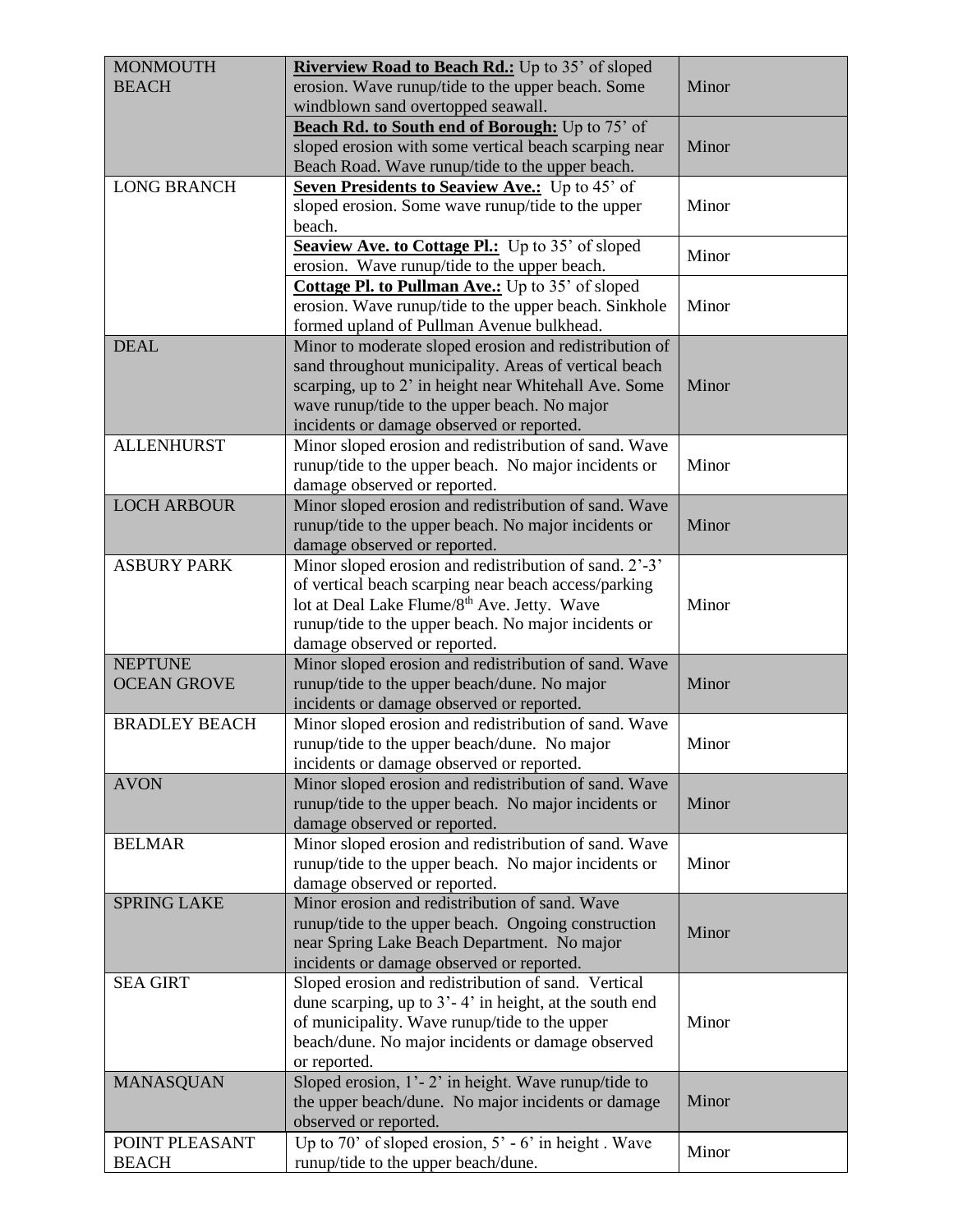| | | |
|---|---|---|
| MONMOUTH BEACH | **Riverview Road to Beach Rd.:** Up to 35' of sloped erosion. Wave runup/tide to the upper beach. Some windblown sand overtopped seawall. | Minor |
| | **Beach Rd. to South end of Borough:** Up to 75' of sloped erosion with some vertical beach scarping near Beach Road. Wave runup/tide to the upper beach. | Minor |
| LONG BRANCH | **Seven Presidents to Seaview Ave.:** Up to 45' of sloped erosion. Some wave runup/tide to the upper beach. | Minor |
| | **Seaview Ave. to Cottage Pl.:** Up to 35' of sloped erosion. Wave runup/tide to the upper beach. | Minor |
| | **Cottage Pl. to Pullman Ave.:** Up to 35' of sloped erosion. Wave runup/tide to the upper beach. Sinkhole formed upland of Pullman Avenue bulkhead. | Minor |
| DEAL | Minor to moderate sloped erosion and redistribution of sand throughout municipality. Areas of vertical beach scarping, up to 2' in height near Whitehall Ave. Some wave runup/tide to the upper beach. No major incidents or damage observed or reported. | Minor |
| ALLENHURST | Minor sloped erosion and redistribution of sand. Wave runup/tide to the upper beach. No major incidents or damage observed or reported. | Minor |
| LOCH ARBOUR | Minor sloped erosion and redistribution of sand. Wave runup/tide to the upper beach. No major incidents or damage observed or reported. | Minor |
| ASBURY PARK | Minor sloped erosion and redistribution of sand. 2'-3' of vertical beach scarping near beach access/parking lot at Deal Lake Flume/8th Ave. Jetty. Wave runup/tide to the upper beach. No major incidents or damage observed or reported. | Minor |
| NEPTUNE OCEAN GROVE | Minor sloped erosion and redistribution of sand. Wave runup/tide to the upper beach/dune. No major incidents or damage observed or reported. | Minor |
| BRADLEY BEACH | Minor sloped erosion and redistribution of sand. Wave runup/tide to the upper beach/dune. No major incidents or damage observed or reported. | Minor |
| AVON | Minor sloped erosion and redistribution of sand. Wave runup/tide to the upper beach. No major incidents or damage observed or reported. | Minor |
| BELMAR | Minor sloped erosion and redistribution of sand. Wave runup/tide to the upper beach. No major incidents or damage observed or reported. | Minor |
| SPRING LAKE | Minor erosion and redistribution of sand. Wave runup/tide to the upper beach. Ongoing construction near Spring Lake Beach Department. No major incidents or damage observed or reported. | Minor |
| SEA GIRT | Sloped erosion and redistribution of sand. Vertical dune scarping, up to 3'- 4' in height, at the south end of municipality. Wave runup/tide to the upper beach/dune. No major incidents or damage observed or reported. | Minor |
| MANASQUAN | Sloped erosion, 1'- 2' in height. Wave runup/tide to the upper beach/dune. No major incidents or damage observed or reported. | Minor |
| POINT PLEASANT BEACH | Up to 70' of sloped erosion, 5' - 6' in height . Wave runup/tide to the upper beach/dune. | Minor |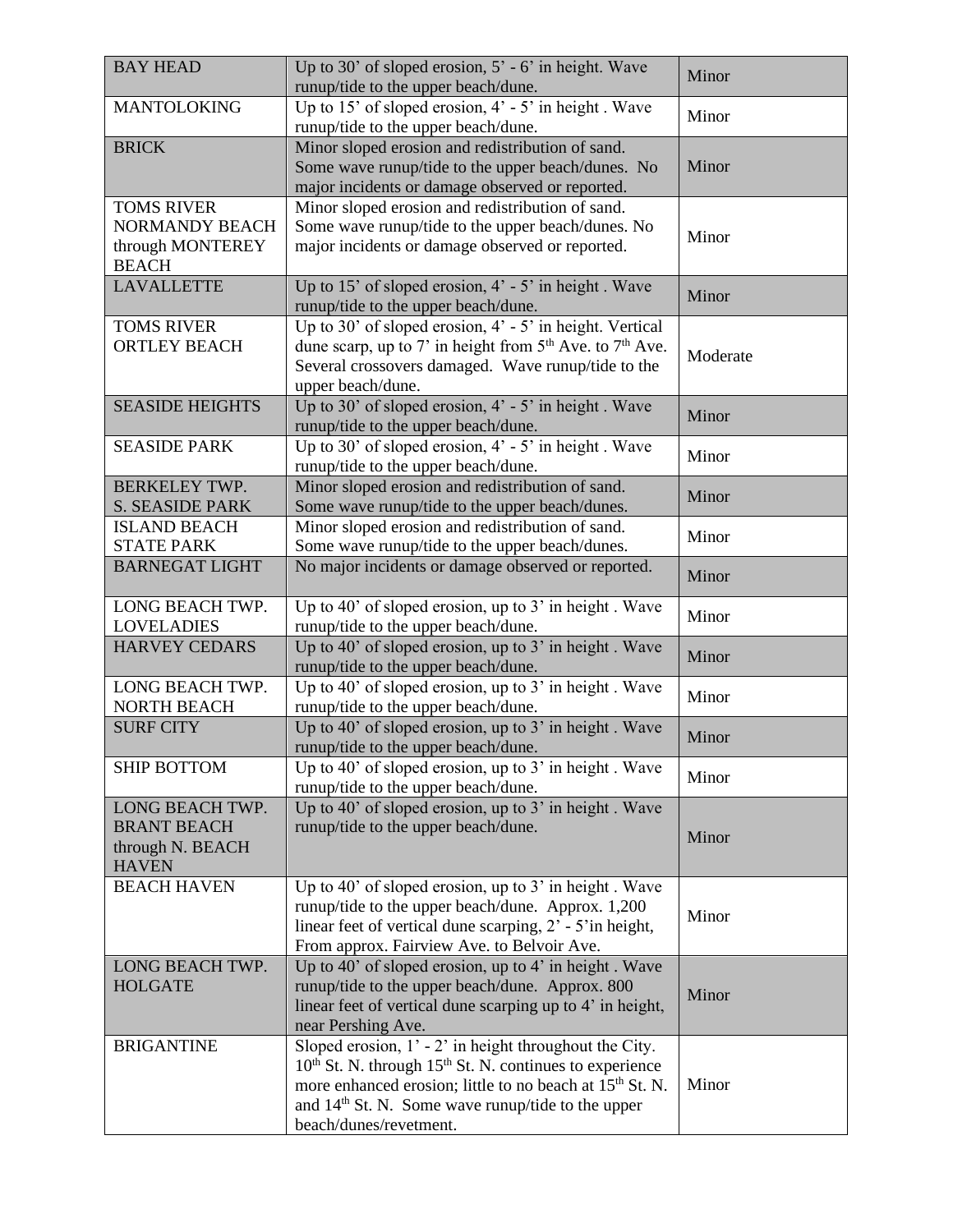| BAY HEAD | Up to 30’ of sloped erosion, 5’ - 6’ in height. Wave runup/tide to the upper beach/dune. | Minor |
|---|---|---|
| MANTOLOKING | Up to 15’ of sloped erosion, 4’ - 5’ in height . Wave runup/tide to the upper beach/dune. | Minor |
| BRICK | Minor sloped erosion and redistribution of sand. Some wave runup/tide to the upper beach/dunes. No major incidents or damage observed or reported. | Minor |
| TOMS RIVER NORMANDY BEACH through MONTEREY BEACH | Minor sloped erosion and redistribution of sand. Some wave runup/tide to the upper beach/dunes. No major incidents or damage observed or reported. | Minor |
| LAVALLETTE | Up to 15’ of sloped erosion, 4’ - 5’ in height . Wave runup/tide to the upper beach/dune. | Minor |
| TOMS RIVER ORTLEY BEACH | Up to 30’ of sloped erosion, 4’ - 5’ in height. Vertical dune scarp, up to 7’ in height from 5th Ave. to 7th Ave. Several crossovers damaged. Wave runup/tide to the upper beach/dune. | Moderate |
| SEASIDE HEIGHTS | Up to 30’ of sloped erosion, 4’ - 5’ in height . Wave runup/tide to the upper beach/dune. | Minor |
| SEASIDE PARK | Up to 30’ of sloped erosion, 4’ - 5’ in height . Wave runup/tide to the upper beach/dune. | Minor |
| BERKELEY TWP. S. SEASIDE PARK | Minor sloped erosion and redistribution of sand. Some wave runup/tide to the upper beach/dunes. | Minor |
| ISLAND BEACH STATE PARK | Minor sloped erosion and redistribution of sand. Some wave runup/tide to the upper beach/dunes. | Minor |
| BARNEGAT LIGHT | No major incidents or damage observed or reported. | Minor |
| LONG BEACH TWP. LOVELADIES | Up to 40’ of sloped erosion, up to 3’ in height . Wave runup/tide to the upper beach/dune. | Minor |
| HARVEY CEDARS | Up to 40’ of sloped erosion, up to 3’ in height . Wave runup/tide to the upper beach/dune. | Minor |
| LONG BEACH TWP. NORTH BEACH | Up to 40’ of sloped erosion, up to 3’ in height . Wave runup/tide to the upper beach/dune. | Minor |
| SURF CITY | Up to 40’ of sloped erosion, up to 3’ in height . Wave runup/tide to the upper beach/dune. | Minor |
| SHIP BOTTOM | Up to 40’ of sloped erosion, up to 3’ in height . Wave runup/tide to the upper beach/dune. | Minor |
| LONG BEACH TWP. BRANT BEACH through N. BEACH HAVEN | Up to 40’ of sloped erosion, up to 3’ in height . Wave runup/tide to the upper beach/dune. | Minor |
| BEACH HAVEN | Up to 40’ of sloped erosion, up to 3’ in height . Wave runup/tide to the upper beach/dune. Approx. 1,200 linear feet of vertical dune scarping, 2’ - 5’in height, From approx. Fairview Ave. to Belvoir Ave. | Minor |
| LONG BEACH TWP. HOLGATE | Up to 40’ of sloped erosion, up to 4’ in height . Wave runup/tide to the upper beach/dune. Approx. 800 linear feet of vertical dune scarping up to 4’ in height, near Pershing Ave. | Minor |
| BRIGANTINE | Sloped erosion, 1’ - 2’ in height throughout the City. 10th St. N. through 15th St. N. continues to experience more enhanced erosion; little to no beach at 15th St. N. and 14th St. N. Some wave runup/tide to the upper beach/dunes/revetment. | Minor |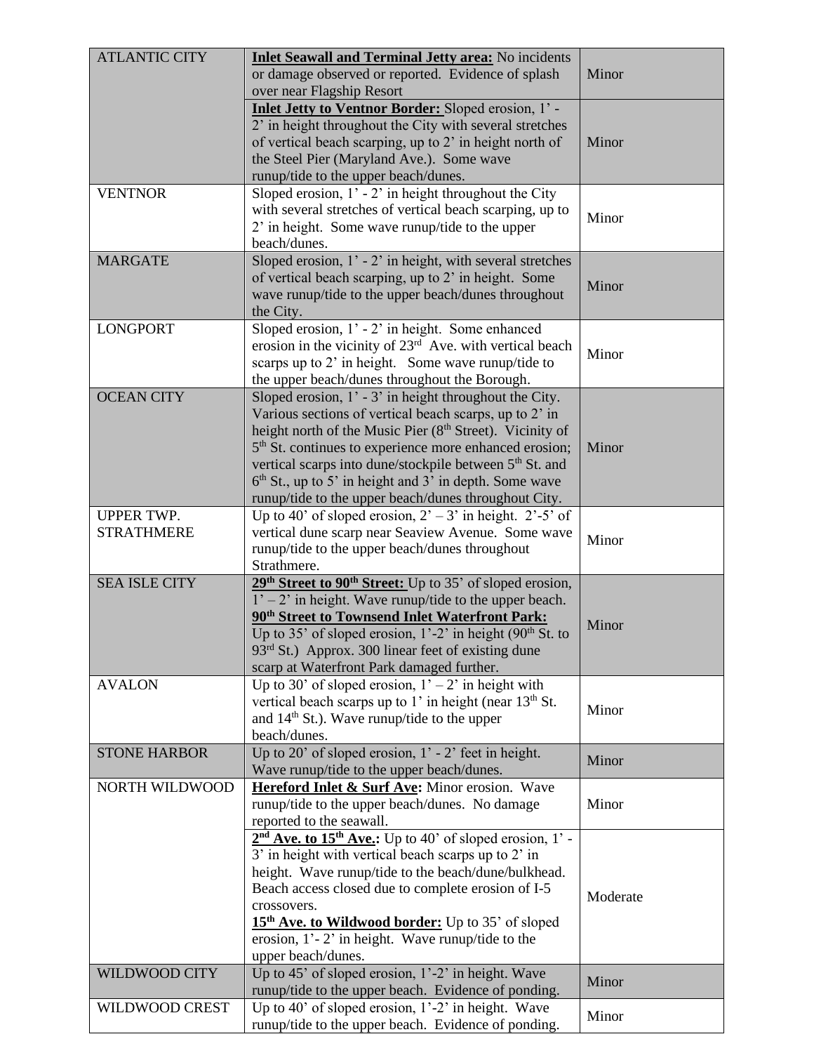| | | |
|---|---|---|
| ATLANTIC CITY | **Inlet Seawall and Terminal Jetty area:** No incidents or damage observed or reported. Evidence of splash over near Flagship Resort | Minor |
| | **Inlet Jetty to Ventnor Border:** Sloped erosion, 1' - 2' in height throughout the City with several stretches of vertical beach scarping, up to 2' in height north of the Steel Pier (Maryland Ave.). Some wave runup/tide to the upper beach/dunes. | Minor |
| VENTNOR | Sloped erosion, 1' - 2' in height throughout the City with several stretches of vertical beach scarping, up to 2' in height. Some wave runup/tide to the upper beach/dunes. | Minor |
| MARGATE | Sloped erosion, 1' - 2' in height, with several stretches of vertical beach scarping, up to 2' in height. Some wave runup/tide to the upper beach/dunes throughout the City. | Minor |
| LONGPORT | Sloped erosion, 1' - 2' in height. Some enhanced erosion in the vicinity of 23rd Ave. with vertical beach scarps up to 2' in height. Some wave runup/tide to the upper beach/dunes throughout the Borough. | Minor |
| OCEAN CITY | Sloped erosion, 1' - 3' in height throughout the City. Various sections of vertical beach scarps, up to 2' in height north of the Music Pier (8th Street). Vicinity of 5th St. continues to experience more enhanced erosion; vertical scarps into dune/stockpile between 5th St. and 6th St., up to 5' in height and 3' in depth. Some wave runup/tide to the upper beach/dunes throughout City. | Minor |
| UPPER TWP. STRATHMERE | Up to 40' of sloped erosion, 2' – 3' in height. 2'-5' of vertical dune scarp near Seaview Avenue. Some wave runup/tide to the upper beach/dunes throughout Strathmere. | Minor |
| SEA ISLE CITY | **29th Street to 90th Street:** Up to 35' of sloped erosion, 1' – 2' in height. Wave runup/tide to the upper beach. **90th Street to Townsend Inlet Waterfront Park:** Up to 35' of sloped erosion, 1'-2' in height (90th St. to 93rd St.) Approx. 300 linear feet of existing dune scarp at Waterfront Park damaged further. | Minor |
| AVALON | Up to 30' of sloped erosion, 1' – 2' in height with vertical beach scarps up to 1' in height (near 13th St. and 14th St.). Wave runup/tide to the upper beach/dunes. | Minor |
| STONE HARBOR | Up to 20' of sloped erosion, 1' - 2' feet in height. Wave runup/tide to the upper beach/dunes. | Minor |
| NORTH WILDWOOD | **Hereford Inlet & Surf Ave:** Minor erosion. Wave runup/tide to the upper beach/dunes. No damage reported to the seawall. | Minor |
| | **2nd Ave. to 15th Ave.:** Up to 40' of sloped erosion, 1' - 3' in height with vertical beach scarps up to 2' in height. Wave runup/tide to the beach/dune/bulkhead. Beach access closed due to complete erosion of I-5 crossovers. **15th Ave. to Wildwood border:** Up to 35' of sloped erosion, 1'- 2' in height. Wave runup/tide to the upper beach/dunes. | Moderate |
| WILDWOOD CITY | Up to 45' of sloped erosion, 1'-2' in height. Wave runup/tide to the upper beach. Evidence of ponding. | Minor |
| WILDWOOD CREST | Up to 40' of sloped erosion, 1'-2' in height. Wave runup/tide to the upper beach. Evidence of ponding. | Minor |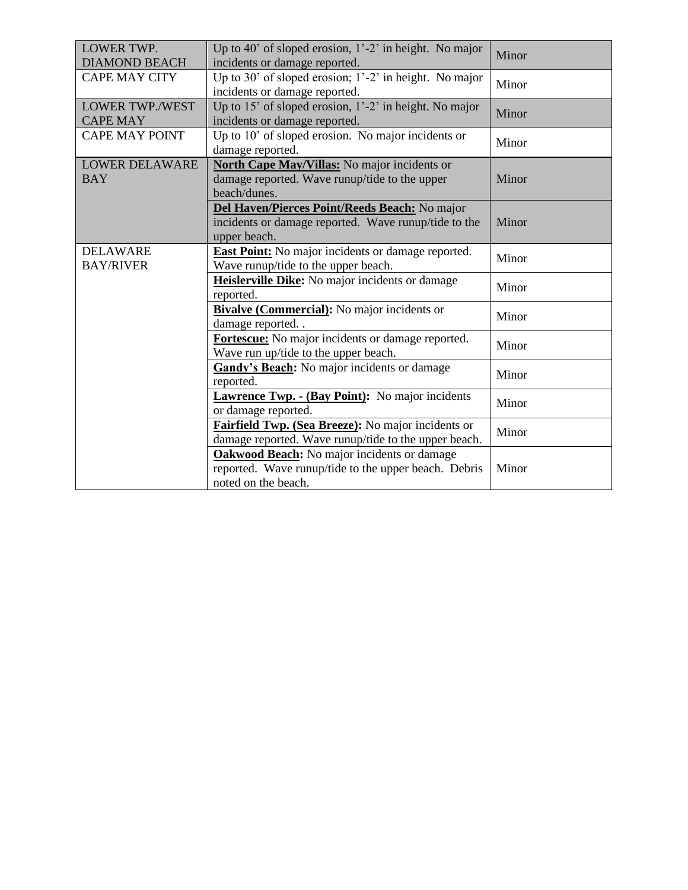| | | |
|---|---|---|
| LOWER TWP. DIAMOND BEACH | Up to 40’ of sloped erosion, 1’-2’ in height. No major incidents or damage reported. | Minor |
| CAPE MAY CITY | Up to 30’ of sloped erosion; 1’-2’ in height. No major incidents or damage reported. | Minor |
| LOWER TWP./WEST CAPE MAY | Up to 15’ of sloped erosion, 1’-2’ in height. No major incidents or damage reported. | Minor |
| CAPE MAY POINT | Up to 10’ of sloped erosion. No major incidents or damage reported. | Minor |
| LOWER DELAWARE BAY | **North Cape May/Villas:** No major incidents or damage reported. Wave runup/tide to the upper beach/dunes. | Minor |
| | **Del Haven/Pierces Point/Reeds Beach:** No major incidents or damage reported. Wave runup/tide to the upper beach. | Minor |
| DELAWARE BAY/RIVER | **East Point:** No major incidents or damage reported. Wave runup/tide to the upper beach. | Minor |
| | **Heislerville Dike:** No major incidents or damage reported. | Minor |
| | **Bivalve (Commercial):** No major incidents or damage reported. . | Minor |
| | **Fortescue:** No major incidents or damage reported. Wave run up/tide to the upper beach. | Minor |
| | **Gandy’s Beach:** No major incidents or damage reported. | Minor |
| | **Lawrence Twp. - (Bay Point):** No major incidents or damage reported. | Minor |
| | **Fairfield Twp. (Sea Breeze):** No major incidents or damage reported. Wave runup/tide to the upper beach. | Minor |
| | **Oakwood Beach:** No major incidents or damage reported. Wave runup/tide to the upper beach. Debris noted on the beach. | Minor |